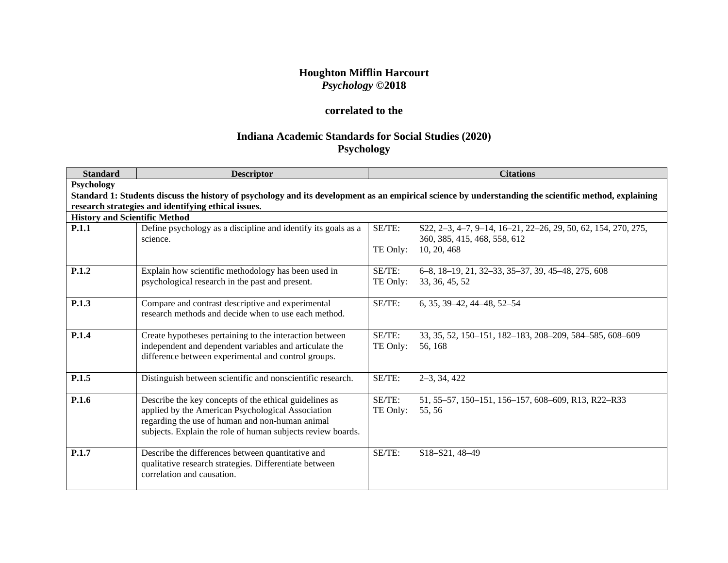**Houghton Mifflin Harcourt**
***Psychology* ©2018**

**correlated to the**

**Indiana Academic Standards for Social Studies (2020)**
**Psychology**

| Standard | Descriptor | Citations |
|---|---|---|
| **Psychology** | | |
| **Standard 1: Students discuss the history of psychology and its development as an empirical science by understanding the scientific method, explaining research strategies and identifying ethical issues.** | | |
| **History and Scientific Method** | | |
| **P.1.1** | Define psychology as a discipline and identify its goals as a science. | SE/TE: S22, 2–3, 4–7, 9–14, 16–21, 22–26, 29, 50, 62, 154, 270, 275, 360, 385, 415, 468, 558, 612<br>TE Only: 10, 20, 468 |
| **P.1.2** | Explain how scientific methodology has been used in psychological research in the past and present. | SE/TE: 6–8, 18–19, 21, 32–33, 35–37, 39, 45–48, 275, 608<br>TE Only: 33, 36, 45, 52 |
| **P.1.3** | Compare and contrast descriptive and experimental research methods and decide when to use each method. | SE/TE: 6, 35, 39–42, 44–48, 52–54 |
| **P.1.4** | Create hypotheses pertaining to the interaction between independent and dependent variables and articulate the difference between experimental and control groups. | SE/TE: 33, 35, 52, 150–151, 182–183, 208–209, 584–585, 608–609<br>TE Only: 56, 168 |
| **P.1.5** | Distinguish between scientific and nonscientific research. | SE/TE: 2–3, 34, 422 |
| **P.1.6** | Describe the key concepts of the ethical guidelines as applied by the American Psychological Association regarding the use of human and non-human animal subjects. Explain the role of human subjects review boards. | SE/TE: 51, 55–57, 150–151, 156–157, 608–609, R13, R22–R33<br>TE Only: 55, 56 |
| **P.1.7** | Describe the differences between quantitative and qualitative research strategies. Differentiate between correlation and causation. | SE/TE: S18–S21, 48–49 |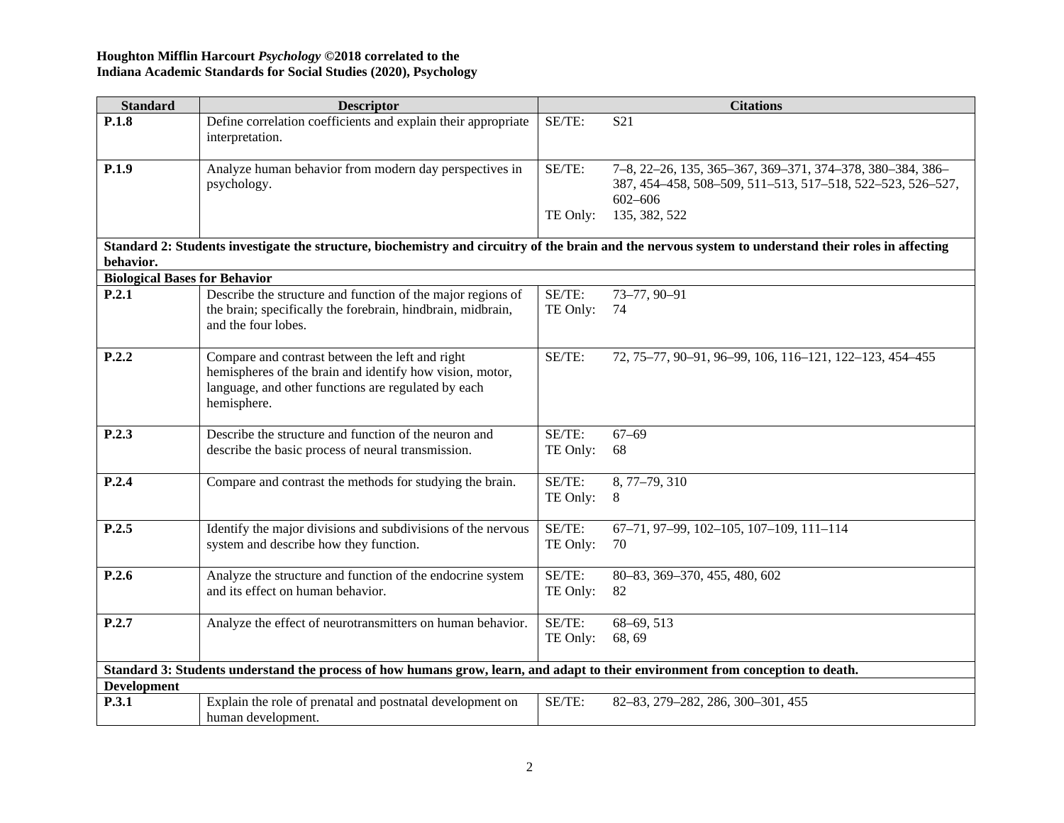**Houghton Mifflin Harcourt *Psychology* ©2018 correlated to the**
**Indiana Academic Standards for Social Studies (2020), Psychology**

| Standard | Descriptor | Citations |
|---|---|---|
| **P.1.8** | Define correlation coefficients and explain their appropriate interpretation. | SE/TE: S21 |
| **P.1.9** | Analyze human behavior from modern day perspectives in psychology. | SE/TE: 7–8, 22–26, 135, 365–367, 369–371, 374–378, 380–384, 386–387, 454–458, 508–509, 511–513, 517–518, 522–523, 526–527, 602–606<br>TE Only: 135, 382, 522 |
| **Standard 2: Students investigate the structure, biochemistry and circuitry of the brain and the nervous system to understand their roles in affecting behavior.** | | |
| **Biological Bases for Behavior** | | |
| **P.2.1** | Describe the structure and function of the major regions of the brain; specifically the forebrain, hindbrain, midbrain, and the four lobes. | SE/TE: 73–77, 90–91<br>TE Only: 74 |
| **P.2.2** | Compare and contrast between the left and right hemispheres of the brain and identify how vision, motor, language, and other functions are regulated by each hemisphere. | SE/TE: 72, 75–77, 90–91, 96–99, 106, 116–121, 122–123, 454–455 |
| **P.2.3** | Describe the structure and function of the neuron and describe the basic process of neural transmission. | SE/TE: 67–69<br>TE Only: 68 |
| **P.2.4** | Compare and contrast the methods for studying the brain. | SE/TE: 8, 77–79, 310<br>TE Only: 8 |
| **P.2.5** | Identify the major divisions and subdivisions of the nervous system and describe how they function. | SE/TE: 67–71, 97–99, 102–105, 107–109, 111–114<br>TE Only: 70 |
| **P.2.6** | Analyze the structure and function of the endocrine system and its effect on human behavior. | SE/TE: 80–83, 369–370, 455, 480, 602<br>TE Only: 82 |
| **P.2.7** | Analyze the effect of neurotransmitters on human behavior. | SE/TE: 68–69, 513<br>TE Only: 68, 69 |
| **Standard 3: Students understand the process of how humans grow, learn, and adapt to their environment from conception to death.** | | |
| **Development** | | |
| **P.3.1** | Explain the role of prenatal and postnatal development on human development. | SE/TE: 82–83, 279–282, 286, 300–301, 455 |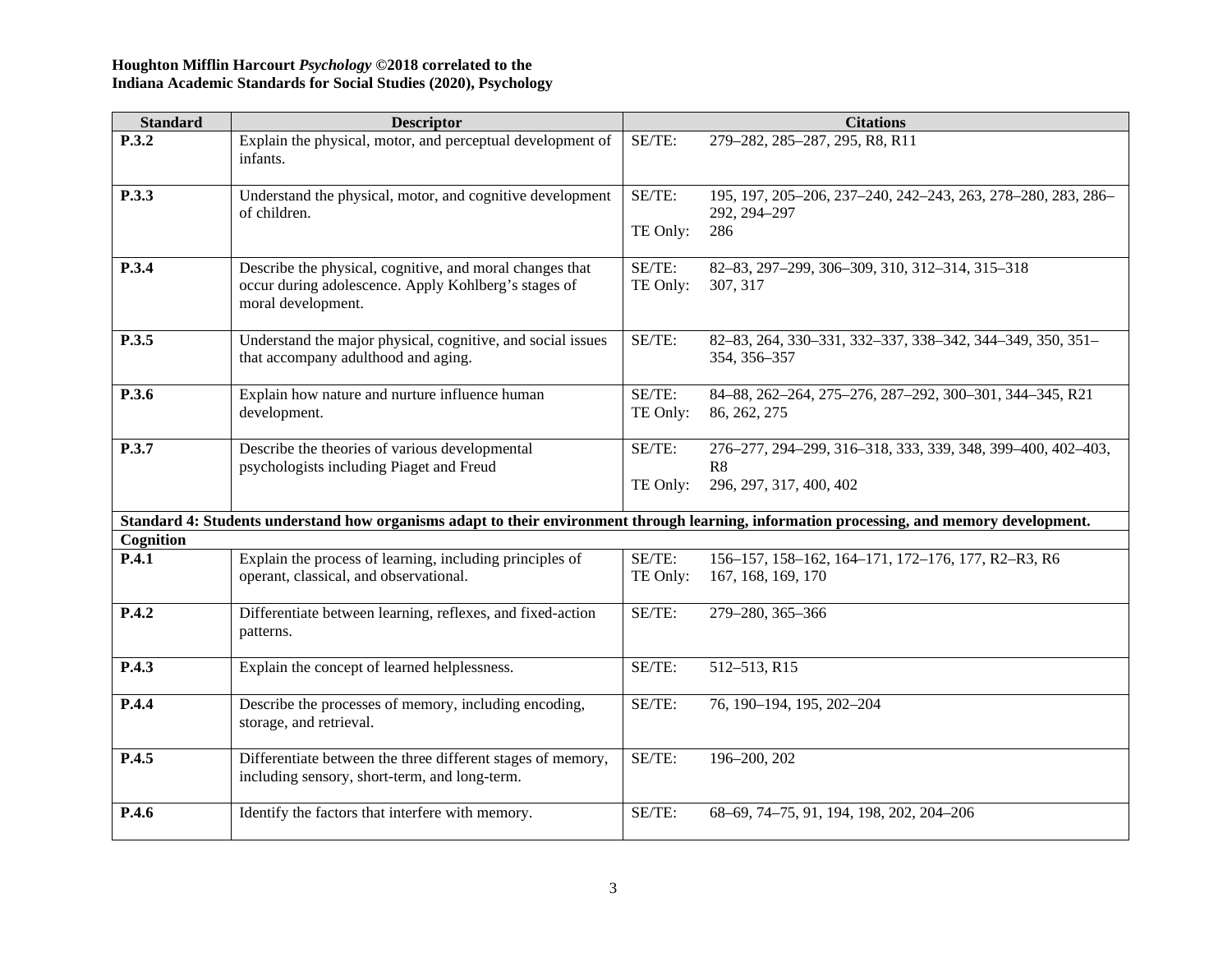**Houghton Mifflin Harcourt *Psychology* ©2018 correlated to the**
**Indiana Academic Standards for Social Studies (2020), Psychology**

| Standard | Descriptor | Citations |
|---|---|---|
| **P.3.2** | Explain the physical, motor, and perceptual development of infants. | SE/TE: 279–282, 285–287, 295, R8, R11 |
| **P.3.3** | Understand the physical, motor, and cognitive development of children. | SE/TE: 195, 197, 205–206, 237–240, 242–243, 263, 278–280, 283, 286–292, 294–297<br>TE Only: 286 |
| **P.3.4** | Describe the physical, cognitive, and moral changes that occur during adolescence. Apply Kohlberg's stages of moral development. | SE/TE: 82–83, 297–299, 306–309, 310, 312–314, 315–318<br>TE Only: 307, 317 |
| **P.3.5** | Understand the major physical, cognitive, and social issues that accompany adulthood and aging. | SE/TE: 82–83, 264, 330–331, 332–337, 338–342, 344–349, 350, 351–354, 356–357 |
| **P.3.6** | Explain how nature and nurture influence human development. | SE/TE: 84–88, 262–264, 275–276, 287–292, 300–301, 344–345, R21<br>TE Only: 86, 262, 275 |
| **P.3.7** | Describe the theories of various developmental psychologists including Piaget and Freud | SE/TE: 276–277, 294–299, 316–318, 333, 339, 348, 399–400, 402–403, R8<br>TE Only: 296, 297, 317, 400, 402 |
| **Standard 4: Students understand how organisms adapt to their environment through learning, information processing, and memory development.** | | |
| **Cognition** | | |
| **P.4.1** | Explain the process of learning, including principles of operant, classical, and observational. | SE/TE: 156–157, 158–162, 164–171, 172–176, 177, R2–R3, R6<br>TE Only: 167, 168, 169, 170 |
| **P.4.2** | Differentiate between learning, reflexes, and fixed-action patterns. | SE/TE: 279–280, 365–366 |
| **P.4.3** | Explain the concept of learned helplessness. | SE/TE: 512–513, R15 |
| **P.4.4** | Describe the processes of memory, including encoding, storage, and retrieval. | SE/TE: 76, 190–194, 195, 202–204 |
| **P.4.5** | Differentiate between the three different stages of memory, including sensory, short-term, and long-term. | SE/TE: 196–200, 202 |
| **P.4.6** | Identify the factors that interfere with memory. | SE/TE: 68–69, 74–75, 91, 194, 198, 202, 204–206 |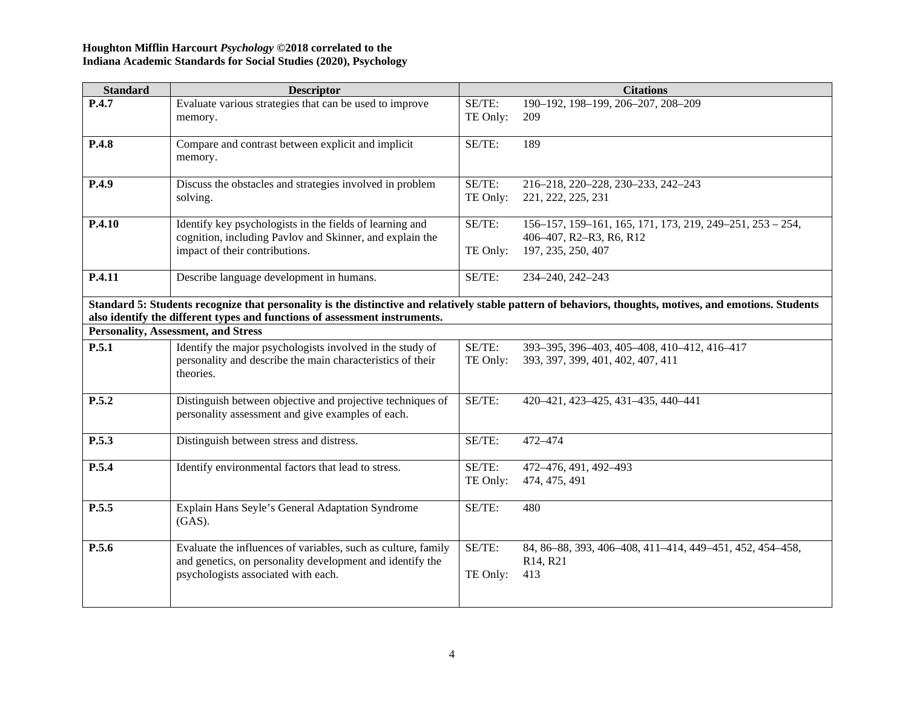**Houghton Mifflin Harcourt *Psychology* ©2018 correlated to the**
**Indiana Academic Standards for Social Studies (2020), Psychology**

| Standard | Descriptor | Citations | |
|---|---|---|---|
| **P.4.7** | Evaluate various strategies that can be used to improve memory. | SE/TE:<br>TE Only: | 190–192, 198–199, 206–207, 208–209<br>209 |
| **P.4.8** | Compare and contrast between explicit and implicit memory. | SE/TE: | 189 |
| **P.4.9** | Discuss the obstacles and strategies involved in problem solving. | SE/TE:<br>TE Only: | 216–218, 220–228, 230–233, 242–243<br>221, 222, 225, 231 |
| **P.4.10** | Identify key psychologists in the fields of learning and cognition, including Pavlov and Skinner, and explain the impact of their contributions. | SE/TE:<br>TE Only: | 156–157, 159–161, 165, 171, 173, 219, 249–251, 253 – 254, 406–407, R2–R3, R6, R12<br>197, 235, 250, 407 |
| **P.4.11** | Describe language development in humans. | SE/TE: | 234–240, 242–243 |
| **Standard 5: Students recognize that personality is the distinctive and relatively stable pattern of behaviors, thoughts, motives, and emotions. Students also identify the different types and functions of assessment instruments.** | | | |
| **Personality, Assessment, and Stress** | | | |
| **P.5.1** | Identify the major psychologists involved in the study of personality and describe the main characteristics of their theories. | SE/TE:<br>TE Only: | 393–395, 396–403, 405–408, 410–412, 416–417<br>393, 397, 399, 401, 402, 407, 411 |
| **P.5.2** | Distinguish between objective and projective techniques of personality assessment and give examples of each. | SE/TE: | 420–421, 423–425, 431–435, 440–441 |
| **P.5.3** | Distinguish between stress and distress. | SE/TE: | 472–474 |
| **P.5.4** | Identify environmental factors that lead to stress. | SE/TE:<br>TE Only: | 472–476, 491, 492–493<br>474, 475, 491 |
| **P.5.5** | Explain Hans Seyle's General Adaptation Syndrome (GAS). | SE/TE: | 480 |
| **P.5.6** | Evaluate the influences of variables, such as culture, family and genetics, on personality development and identify the psychologists associated with each. | SE/TE:<br>TE Only: | 84, 86–88, 393, 406–408, 411–414, 449–451, 452, 454–458, R14, R21<br>413 |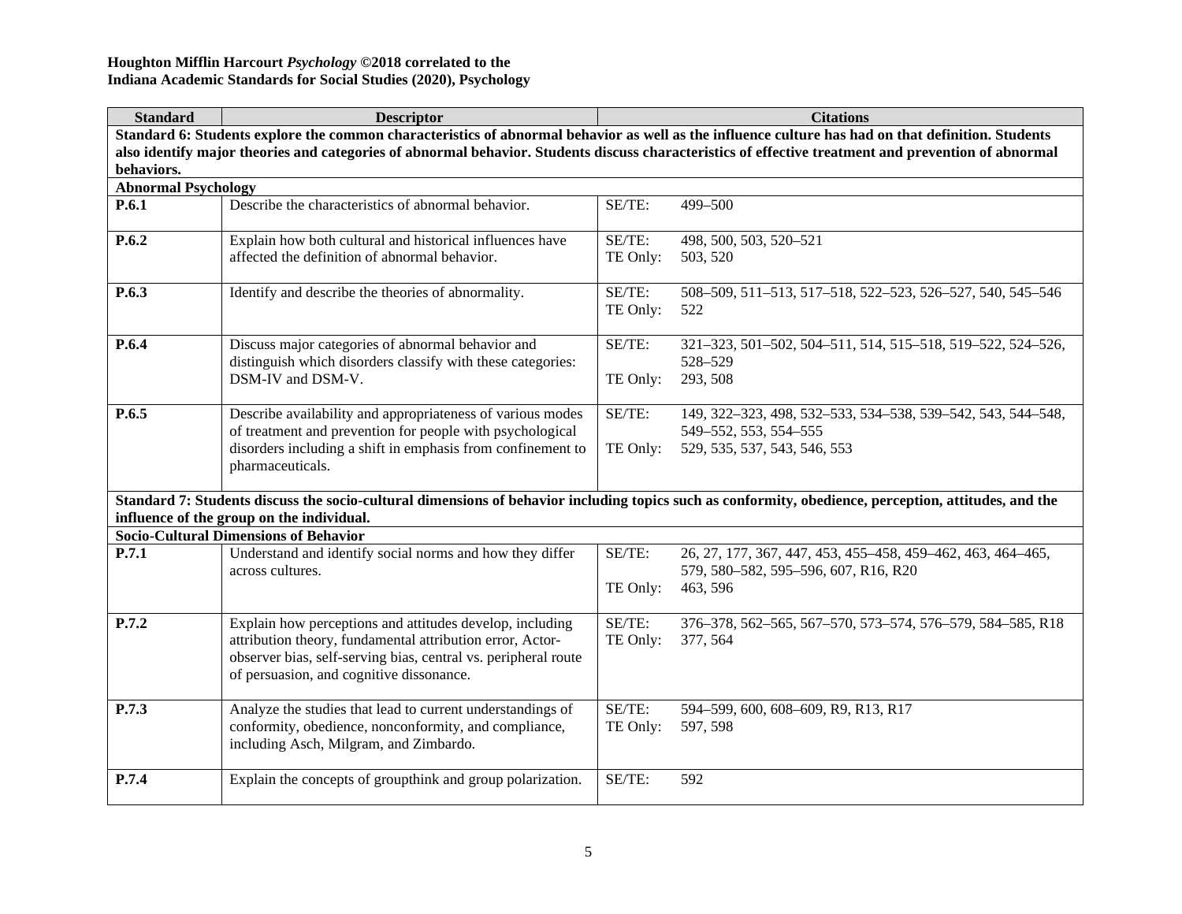**Houghton Mifflin Harcourt *Psychology* ©2018 correlated to the**
**Indiana Academic Standards for Social Studies (2020), Psychology**

| Standard | Descriptor | Citations |
|---|---|---|
| **Standard 6: Students explore the common characteristics of abnormal behavior as well as the influence culture has had on that definition. Students also identify major theories and categories of abnormal behavior. Students discuss characteristics of effective treatment and prevention of abnormal behaviors.** | | |
| **Abnormal Psychology** | | |
| **P.6.1** | Describe the characteristics of abnormal behavior. | SE/TE: 499–500 |
| **P.6.2** | Explain how both cultural and historical influences have affected the definition of abnormal behavior. | SE/TE: 498, 500, 503, 520–521<br>TE Only: 503, 520 |
| **P.6.3** | Identify and describe the theories of abnormality. | SE/TE: 508–509, 511–513, 517–518, 522–523, 526–527, 540, 545–546<br>TE Only: 522 |
| **P.6.4** | Discuss major categories of abnormal behavior and distinguish which disorders classify with these categories: DSM-IV and DSM-V. | SE/TE: 321–323, 501–502, 504–511, 514, 515–518, 519–522, 524–526, 528–529<br>TE Only: 293, 508 |
| **P.6.5** | Describe availability and appropriateness of various modes of treatment and prevention for people with psychological disorders including a shift in emphasis from confinement to pharmaceuticals. | SE/TE: 149, 322–323, 498, 532–533, 534–538, 539–542, 543, 544–548, 549–552, 553, 554–555<br>TE Only: 529, 535, 537, 543, 546, 553 |
| **Standard 7: Students discuss the socio-cultural dimensions of behavior including topics such as conformity, obedience, perception, attitudes, and the influence of the group on the individual.** | | |
| **Socio-Cultural Dimensions of Behavior** | | |
| **P.7.1** | Understand and identify social norms and how they differ across cultures. | SE/TE: 26, 27, 177, 367, 447, 453, 455–458, 459–462, 463, 464–465, 579, 580–582, 595–596, 607, R16, R20<br>TE Only: 463, 596 |
| **P.7.2** | Explain how perceptions and attitudes develop, including attribution theory, fundamental attribution error, Actor-observer bias, self-serving bias, central vs. peripheral route of persuasion, and cognitive dissonance. | SE/TE: 376–378, 562–565, 567–570, 573–574, 576–579, 584–585, R18<br>TE Only: 377, 564 |
| **P.7.3** | Analyze the studies that lead to current understandings of conformity, obedience, nonconformity, and compliance, including Asch, Milgram, and Zimbardo. | SE/TE: 594–599, 600, 608–609, R9, R13, R17<br>TE Only: 597, 598 |
| **P.7.4** | Explain the concepts of groupthink and group polarization. | SE/TE: 592 |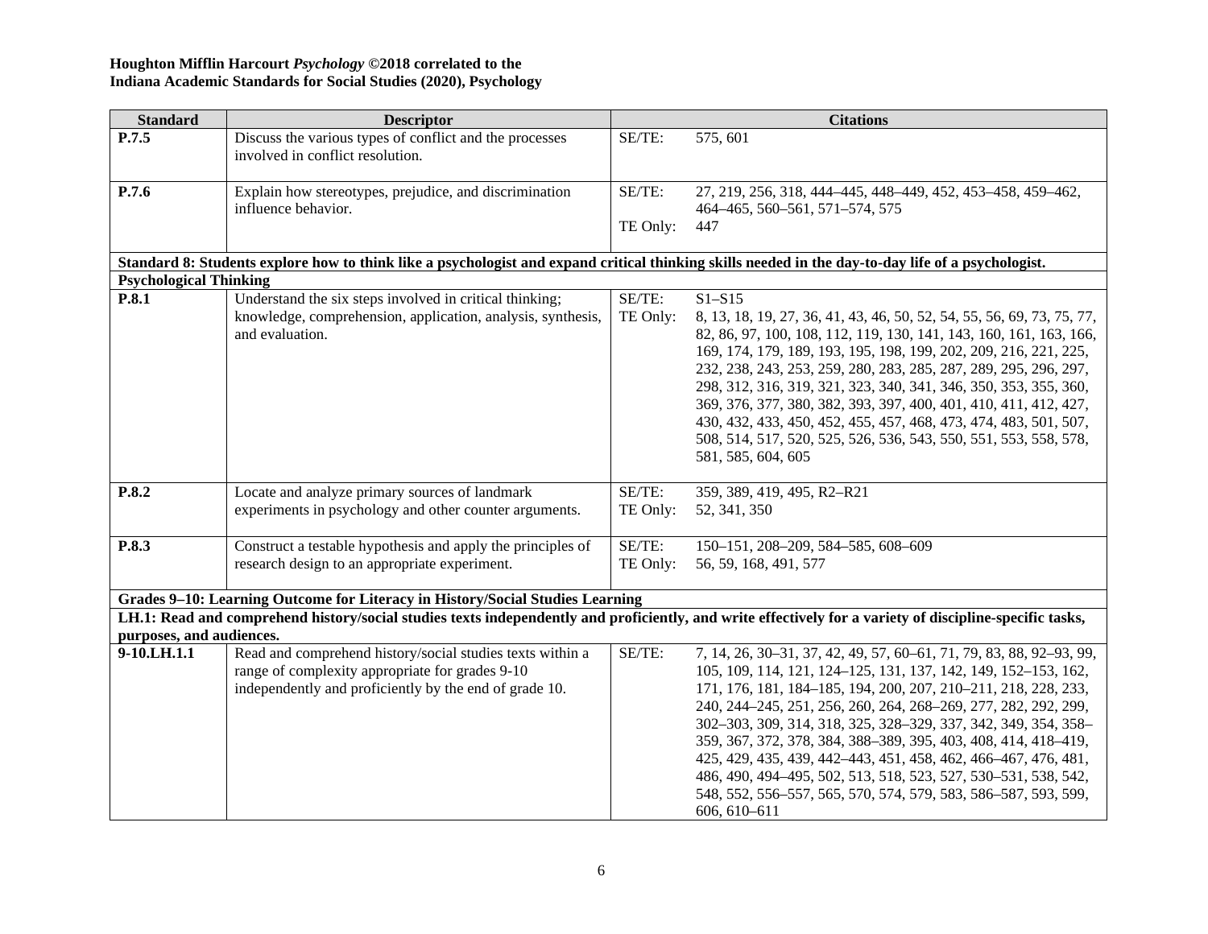**Houghton Mifflin Harcourt *Psychology* ©2018 correlated to the**
**Indiana Academic Standards for Social Studies (2020), Psychology**

| Standard | Descriptor | Citations | |
|---|---|---|---|
| **P.7.5** | Discuss the various types of conflict and the processes involved in conflict resolution. | SE/TE: | 575, 601 |
| **P.7.6** | Explain how stereotypes, prejudice, and discrimination influence behavior. | SE/TE:<br>TE Only: | 27, 219, 256, 318, 444–445, 448–449, 452, 453–458, 459–462, 464–465, 560–561, 571–574, 575<br>447 |
| **Standard 8: Students explore how to think like a psychologist and expand critical thinking skills needed in the day-to-day life of a psychologist.** | | | |
| **Psychological Thinking** | | | |
| **P.8.1** | Understand the six steps involved in critical thinking; knowledge, comprehension, application, analysis, synthesis, and evaluation. | SE/TE:<br>TE Only: | S1–S15<br>8, 13, 18, 19, 27, 36, 41, 43, 46, 50, 52, 54, 55, 56, 69, 73, 75, 77, 82, 86, 97, 100, 108, 112, 119, 130, 141, 143, 160, 161, 163, 166, 169, 174, 179, 189, 193, 195, 198, 199, 202, 209, 216, 221, 225, 232, 238, 243, 253, 259, 280, 283, 285, 287, 289, 295, 296, 297, 298, 312, 316, 319, 321, 323, 340, 341, 346, 350, 353, 355, 360, 369, 376, 377, 380, 382, 393, 397, 400, 401, 410, 411, 412, 427, 430, 432, 433, 450, 452, 455, 457, 468, 473, 474, 483, 501, 507, 508, 514, 517, 520, 525, 526, 536, 543, 550, 551, 553, 558, 578, 581, 585, 604, 605 |
| **P.8.2** | Locate and analyze primary sources of landmark experiments in psychology and other counter arguments. | SE/TE:<br>TE Only: | 359, 389, 419, 495, R2–R21<br>52, 341, 350 |
| **P.8.3** | Construct a testable hypothesis and apply the principles of research design to an appropriate experiment. | SE/TE:<br>TE Only: | 150–151, 208–209, 584–585, 608–609<br>56, 59, 168, 491, 577 |
| **Grades 9–10: Learning Outcome for Literacy in History/Social Studies Learning** | | | |
| **LH.1: Read and comprehend history/social studies texts independently and proficiently, and write effectively for a variety of discipline-specific tasks, purposes, and audiences.** | | | |
| **9-10.LH.1.1** | Read and comprehend history/social studies texts within a range of complexity appropriate for grades 9-10 independently and proficiently by the end of grade 10. | SE/TE: | 7, 14, 26, 30–31, 37, 42, 49, 57, 60–61, 71, 79, 83, 88, 92–93, 99, 105, 109, 114, 121, 124–125, 131, 137, 142, 149, 152–153, 162, 171, 176, 181, 184–185, 194, 200, 207, 210–211, 218, 228, 233, 240, 244–245, 251, 256, 260, 264, 268–269, 277, 282, 292, 299, 302–303, 309, 314, 318, 325, 328–329, 337, 342, 349, 354, 358–359, 367, 372, 378, 384, 388–389, 395, 403, 408, 414, 418–419, 425, 429, 435, 439, 442–443, 451, 458, 462, 466–467, 476, 481, 486, 490, 494–495, 502, 513, 518, 523, 527, 530–531, 538, 542, 548, 552, 556–557, 565, 570, 574, 579, 583, 586–587, 593, 599, 606, 610–611 |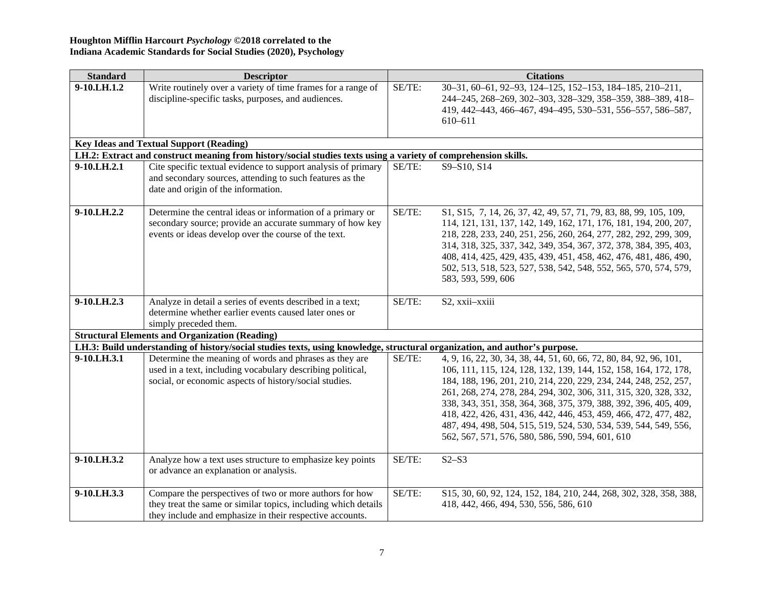**Houghton Mifflin Harcourt *Psychology* ©2018 correlated to the**
**Indiana Academic Standards for Social Studies (2020), Psychology**

| Standard | Descriptor | Citations | |
|---|---|---|---|
| **9-10.LH.1.2** | Write routinely over a variety of time frames for a range of discipline-specific tasks, purposes, and audiences. | SE/TE: | 30–31, 60–61, 92–93, 124–125, 152–153, 184–185, 210–211, 244–245, 268–269, 302–303, 328–329, 358–359, 388–389, 418–419, 442–443, 466–467, 494–495, 530–531, 556–557, 586–587, 610–611 |
| **Key Ideas and Textual Support (Reading)** | | | |
| **LH.2: Extract and construct meaning from history/social studies texts using a variety of comprehension skills.** | | | |
| **9-10.LH.2.1** | Cite specific textual evidence to support analysis of primary and secondary sources, attending to such features as the date and origin of the information. | SE/TE: | S9–S10, S14 |
| **9-10.LH.2.2** | Determine the central ideas or information of a primary or secondary source; provide an accurate summary of how key events or ideas develop over the course of the text. | SE/TE: | S1, S15, 7, 14, 26, 37, 42, 49, 57, 71, 79, 83, 88, 99, 105, 109, 114, 121, 131, 137, 142, 149, 162, 171, 176, 181, 194, 200, 207, 218, 228, 233, 240, 251, 256, 260, 264, 277, 282, 292, 299, 309, 314, 318, 325, 337, 342, 349, 354, 367, 372, 378, 384, 395, 403, 408, 414, 425, 429, 435, 439, 451, 458, 462, 476, 481, 486, 490, 502, 513, 518, 523, 527, 538, 542, 548, 552, 565, 570, 574, 579, 583, 593, 599, 606 |
| **9-10.LH.2.3** | Analyze in detail a series of events described in a text; determine whether earlier events caused later ones or simply preceded them. | SE/TE: | S2, xxii–xxiii |
| **Structural Elements and Organization (Reading)** | | | |
| **LH.3: Build understanding of history/social studies texts, using knowledge, structural organization, and author's purpose.** | | | |
| **9-10.LH.3.1** | Determine the meaning of words and phrases as they are used in a text, including vocabulary describing political, social, or economic aspects of history/social studies. | SE/TE: | 4, 9, 16, 22, 30, 34, 38, 44, 51, 60, 66, 72, 80, 84, 92, 96, 101, 106, 111, 115, 124, 128, 132, 139, 144, 152, 158, 164, 172, 178, 184, 188, 196, 201, 210, 214, 220, 229, 234, 244, 248, 252, 257, 261, 268, 274, 278, 284, 294, 302, 306, 311, 315, 320, 328, 332, 338, 343, 351, 358, 364, 368, 375, 379, 388, 392, 396, 405, 409, 418, 422, 426, 431, 436, 442, 446, 453, 459, 466, 472, 477, 482, 487, 494, 498, 504, 515, 519, 524, 530, 534, 539, 544, 549, 556, 562, 567, 571, 576, 580, 586, 590, 594, 601, 610 |
| **9-10.LH.3.2** | Analyze how a text uses structure to emphasize key points or advance an explanation or analysis. | SE/TE: | S2–S3 |
| **9-10.LH.3.3** | Compare the perspectives of two or more authors for how they treat the same or similar topics, including which details they include and emphasize in their respective accounts. | SE/TE: | S15, 30, 60, 92, 124, 152, 184, 210, 244, 268, 302, 328, 358, 388, 418, 442, 466, 494, 530, 556, 586, 610 |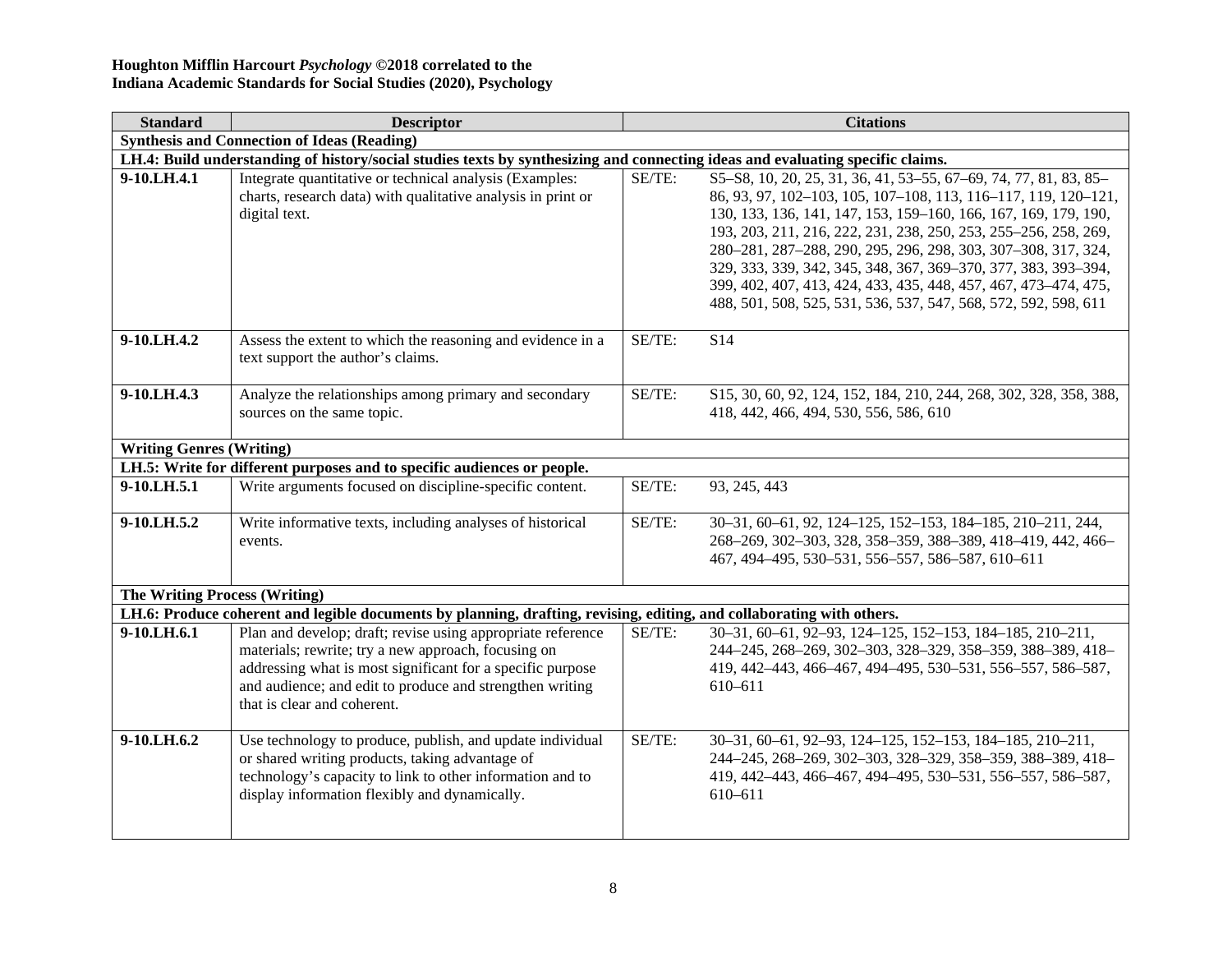**Houghton Mifflin Harcourt *Psychology* ©2018 correlated to the**
**Indiana Academic Standards for Social Studies (2020), Psychology**

| Standard | Descriptor | | Citations |
|---|---|---|---|
| **Synthesis and Connection of Ideas (Reading)** | | | |
| **LH.4: Build understanding of history/social studies texts by synthesizing and connecting ideas and evaluating specific claims.** | | | |
| **9-10.LH.4.1** | Integrate quantitative or technical analysis (Examples: charts, research data) with qualitative analysis in print or digital text. | SE/TE: | S5–S8, 10, 20, 25, 31, 36, 41, 53–55, 67–69, 74, 77, 81, 83, 85–86, 93, 97, 102–103, 105, 107–108, 113, 116–117, 119, 120–121, 130, 133, 136, 141, 147, 153, 159–160, 166, 167, 169, 179, 190, 193, 203, 211, 216, 222, 231, 238, 250, 253, 255–256, 258, 269, 280–281, 287–288, 290, 295, 296, 298, 303, 307–308, 317, 324, 329, 333, 339, 342, 345, 348, 367, 369–370, 377, 383, 393–394, 399, 402, 407, 413, 424, 433, 435, 448, 457, 467, 473–474, 475, 488, 501, 508, 525, 531, 536, 537, 547, 568, 572, 592, 598, 611 |
| **9-10.LH.4.2** | Assess the extent to which the reasoning and evidence in a text support the author's claims. | SE/TE: | S14 |
| **9-10.LH.4.3** | Analyze the relationships among primary and secondary sources on the same topic. | SE/TE: | S15, 30, 60, 92, 124, 152, 184, 210, 244, 268, 302, 328, 358, 388, 418, 442, 466, 494, 530, 556, 586, 610 |
| **Writing Genres (Writing)** | | | |
| **LH.5: Write for different purposes and to specific audiences or people.** | | | |
| **9-10.LH.5.1** | Write arguments focused on discipline-specific content. | SE/TE: | 93, 245, 443 |
| **9-10.LH.5.2** | Write informative texts, including analyses of historical events. | SE/TE: | 30–31, 60–61, 92, 124–125, 152–153, 184–185, 210–211, 244, 268–269, 302–303, 328, 358–359, 388–389, 418–419, 442, 466–467, 494–495, 530–531, 556–557, 586–587, 610–611 |
| **The Writing Process (Writing)** | | | |
| **LH.6: Produce coherent and legible documents by planning, drafting, revising, editing, and collaborating with others.** | | | |
| **9-10.LH.6.1** | Plan and develop; draft; revise using appropriate reference materials; rewrite; try a new approach, focusing on addressing what is most significant for a specific purpose and audience; and edit to produce and strengthen writing that is clear and coherent. | SE/TE: | 30–31, 60–61, 92–93, 124–125, 152–153, 184–185, 210–211, 244–245, 268–269, 302–303, 328–329, 358–359, 388–389, 418–419, 442–443, 466–467, 494–495, 530–531, 556–557, 586–587, 610–611 |
| **9-10.LH.6.2** | Use technology to produce, publish, and update individual or shared writing products, taking advantage of technology's capacity to link to other information and to display information flexibly and dynamically. | SE/TE: | 30–31, 60–61, 92–93, 124–125, 152–153, 184–185, 210–211, 244–245, 268–269, 302–303, 328–329, 358–359, 388–389, 418–419, 442–443, 466–467, 494–495, 530–531, 556–557, 586–587, 610–611 |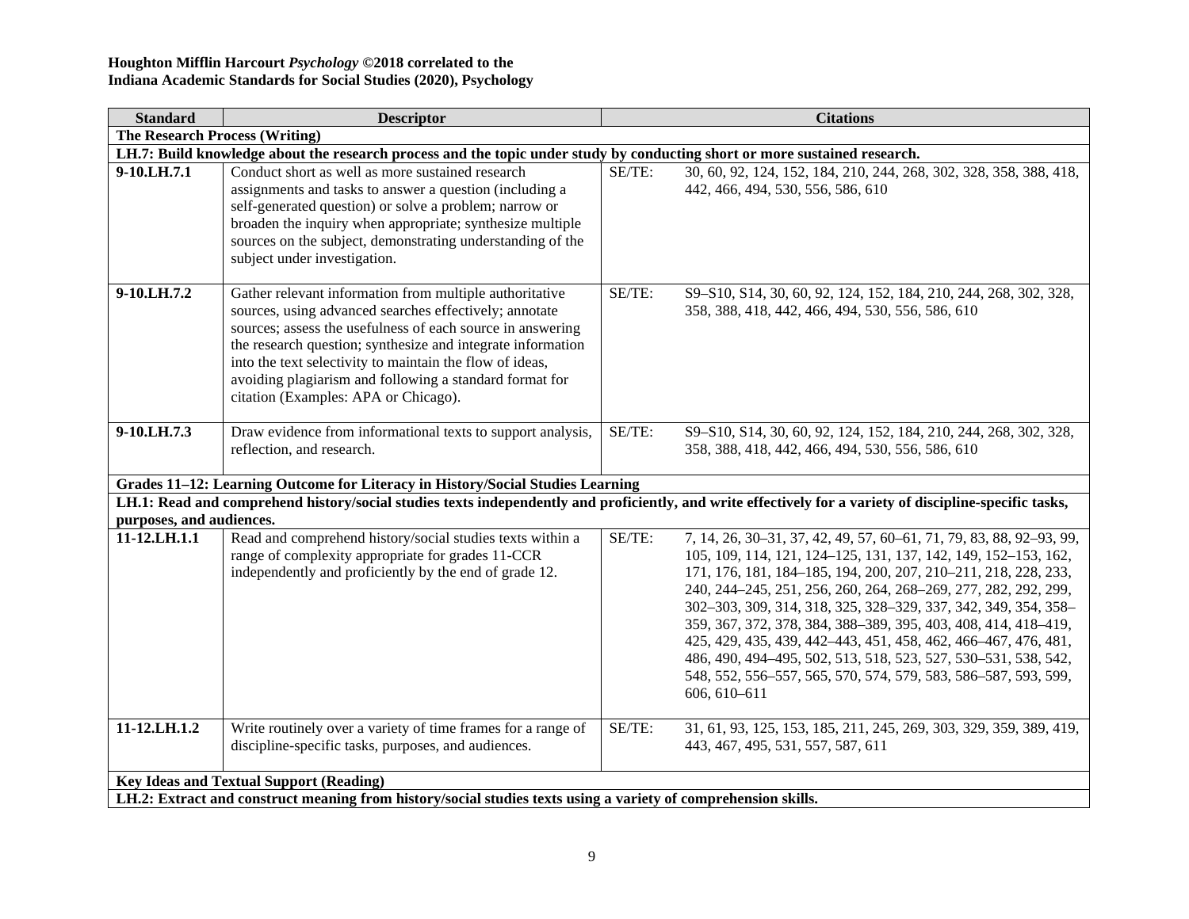**Houghton Mifflin Harcourt *Psychology* ©2018 correlated to the**
**Indiana Academic Standards for Social Studies (2020), Psychology**

| Standard | Descriptor | | Citations |
|---|---|---|---|
| **The Research Process (Writing)** | | | |
| **LH.7: Build knowledge about the research process and the topic under study by conducting short or more sustained research.** | | | |
| **9-10.LH.7.1** | Conduct short as well as more sustained research assignments and tasks to answer a question (including a self-generated question) or solve a problem; narrow or broaden the inquiry when appropriate; synthesize multiple sources on the subject, demonstrating understanding of the subject under investigation. | SE/TE: | 30, 60, 92, 124, 152, 184, 210, 244, 268, 302, 328, 358, 388, 418, 442, 466, 494, 530, 556, 586, 610 |
| **9-10.LH.7.2** | Gather relevant information from multiple authoritative sources, using advanced searches effectively; annotate sources; assess the usefulness of each source in answering the research question; synthesize and integrate information into the text selectivity to maintain the flow of ideas, avoiding plagiarism and following a standard format for citation (Examples: APA or Chicago). | SE/TE: | S9–S10, S14, 30, 60, 92, 124, 152, 184, 210, 244, 268, 302, 328, 358, 388, 418, 442, 466, 494, 530, 556, 586, 610 |
| **9-10.LH.7.3** | Draw evidence from informational texts to support analysis, reflection, and research. | SE/TE: | S9–S10, S14, 30, 60, 92, 124, 152, 184, 210, 244, 268, 302, 328, 358, 388, 418, 442, 466, 494, 530, 556, 586, 610 |
| **Grades 11–12: Learning Outcome for Literacy in History/Social Studies Learning** | | | |
| **LH.1: Read and comprehend history/social studies texts independently and proficiently, and write effectively for a variety of discipline-specific tasks, purposes, and audiences.** | | | |
| **11-12.LH.1.1** | Read and comprehend history/social studies texts within a range of complexity appropriate for grades 11-CCR independently and proficiently by the end of grade 12. | SE/TE: | 7, 14, 26, 30–31, 37, 42, 49, 57, 60–61, 71, 79, 83, 88, 92–93, 99, 105, 109, 114, 121, 124–125, 131, 137, 142, 149, 152–153, 162, 171, 176, 181, 184–185, 194, 200, 207, 210–211, 218, 228, 233, 240, 244–245, 251, 256, 260, 264, 268–269, 277, 282, 292, 299, 302–303, 309, 314, 318, 325, 328–329, 337, 342, 349, 354, 358–359, 367, 372, 378, 384, 388–389, 395, 403, 408, 414, 418–419, 425, 429, 435, 439, 442–443, 451, 458, 462, 466–467, 476, 481, 486, 490, 494–495, 502, 513, 518, 523, 527, 530–531, 538, 542, 548, 552, 556–557, 565, 570, 574, 579, 583, 586–587, 593, 599, 606, 610–611 |
| **11-12.LH.1.2** | Write routinely over a variety of time frames for a range of discipline-specific tasks, purposes, and audiences. | SE/TE: | 31, 61, 93, 125, 153, 185, 211, 245, 269, 303, 329, 359, 389, 419, 443, 467, 495, 531, 557, 587, 611 |
| **Key Ideas and Textual Support (Reading)** | | | |
| **LH.2: Extract and construct meaning from history/social studies texts using a variety of comprehension skills.** | | | |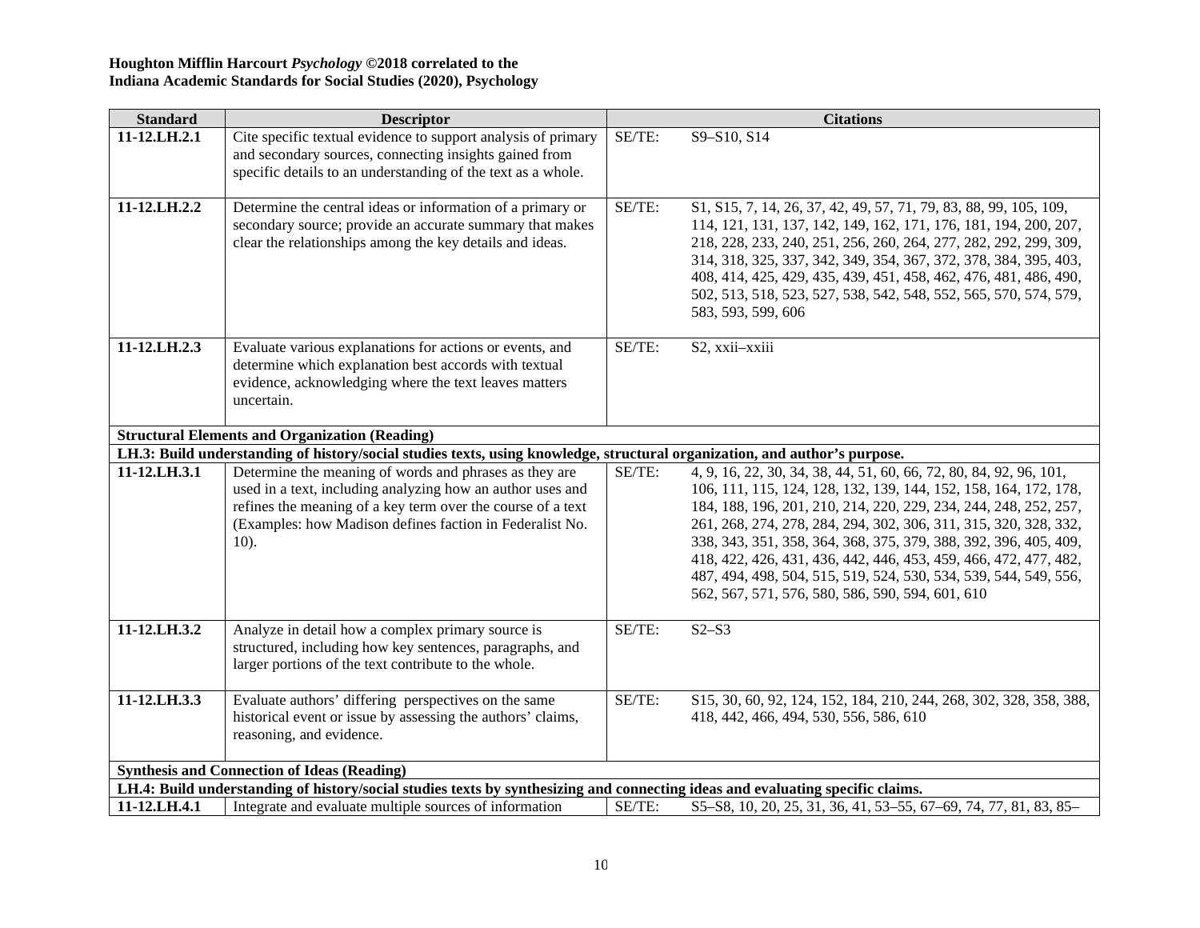**Houghton Mifflin Harcourt *Psychology* ©2018 correlated to the**
**Indiana Academic Standards for Social Studies (2020), Psychology**

| Standard | Descriptor | Citations | |
|---|---|---|---|
| 11-12.LH.2.1 | Cite specific textual evidence to support analysis of primary and secondary sources, connecting insights gained from specific details to an understanding of the text as a whole. | SE/TE: | S9–S10, S14 |
| 11-12.LH.2.2 | Determine the central ideas or information of a primary or secondary source; provide an accurate summary that makes clear the relationships among the key details and ideas. | SE/TE: | S1, S15, 7, 14, 26, 37, 42, 49, 57, 71, 79, 83, 88, 99, 105, 109, 114, 121, 131, 137, 142, 149, 162, 171, 176, 181, 194, 200, 207, 218, 228, 233, 240, 251, 256, 260, 264, 277, 282, 292, 299, 309, 314, 318, 325, 337, 342, 349, 354, 367, 372, 378, 384, 395, 403, 408, 414, 425, 429, 435, 439, 451, 458, 462, 476, 481, 486, 490, 502, 513, 518, 523, 527, 538, 542, 548, 552, 565, 570, 574, 579, 583, 593, 599, 606 |
| 11-12.LH.2.3 | Evaluate various explanations for actions or events, and determine which explanation best accords with textual evidence, acknowledging where the text leaves matters uncertain. | SE/TE: | S2, xxii–xxiii |
| **Structural Elements and Organization (Reading)** | | | |
| **LH.3: Build understanding of history/social studies texts, using knowledge, structural organization, and author's purpose.** | | | |
| 11-12.LH.3.1 | Determine the meaning of words and phrases as they are used in a text, including analyzing how an author uses and refines the meaning of a key term over the course of a text (Examples: how Madison defines faction in Federalist No. 10). | SE/TE: | 4, 9, 16, 22, 30, 34, 38, 44, 51, 60, 66, 72, 80, 84, 92, 96, 101, 106, 111, 115, 124, 128, 132, 139, 144, 152, 158, 164, 172, 178, 184, 188, 196, 201, 210, 214, 220, 229, 234, 244, 248, 252, 257, 261, 268, 274, 278, 284, 294, 302, 306, 311, 315, 320, 328, 332, 338, 343, 351, 358, 364, 368, 375, 379, 388, 392, 396, 405, 409, 418, 422, 426, 431, 436, 442, 446, 453, 459, 466, 472, 477, 482, 487, 494, 498, 504, 515, 519, 524, 530, 534, 539, 544, 549, 556, 562, 567, 571, 576, 580, 586, 590, 594, 601, 610 |
| 11-12.LH.3.2 | Analyze in detail how a complex primary source is structured, including how key sentences, paragraphs, and larger portions of the text contribute to the whole. | SE/TE: | S2–S3 |
| 11-12.LH.3.3 | Evaluate authors' differing perspectives on the same historical event or issue by assessing the authors' claims, reasoning, and evidence. | SE/TE: | S15, 30, 60, 92, 124, 152, 184, 210, 244, 268, 302, 328, 358, 388, 418, 442, 466, 494, 530, 556, 586, 610 |
| **Synthesis and Connection of Ideas (Reading)** | | | |
| **LH.4: Build understanding of history/social studies texts by synthesizing and connecting ideas and evaluating specific claims.** | | | |
| 11-12.LH.4.1 | Integrate and evaluate multiple sources of information | SE/TE: | S5–S8, 10, 20, 25, 31, 36, 41, 53–55, 67–69, 74, 77, 81, 83, 85– |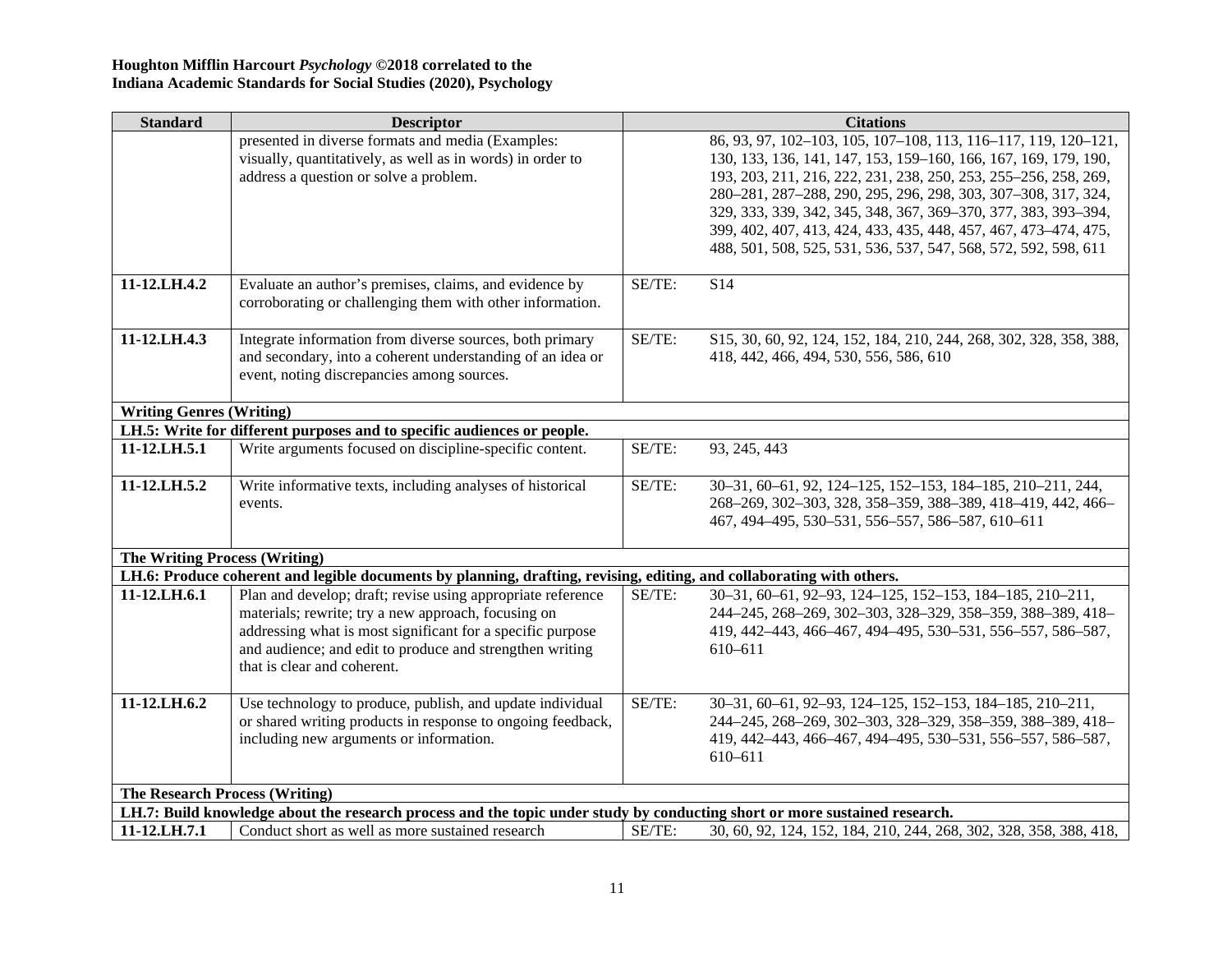**Houghton Mifflin Harcourt *Psychology* ©2018 correlated to the**
**Indiana Academic Standards for Social Studies (2020), Psychology**

| Standard | Descriptor | | Citations |
|---|---|---|---|
| | presented in diverse formats and media (Examples: visually, quantitatively, as well as in words) in order to address a question or solve a problem. | | 86, 93, 97, 102–103, 105, 107–108, 113, 116–117, 119, 120–121, 130, 133, 136, 141, 147, 153, 159–160, 166, 167, 169, 179, 190, 193, 203, 211, 216, 222, 231, 238, 250, 253, 255–256, 258, 269, 280–281, 287–288, 290, 295, 296, 298, 303, 307–308, 317, 324, 329, 333, 339, 342, 345, 348, 367, 369–370, 377, 383, 393–394, 399, 402, 407, 413, 424, 433, 435, 448, 457, 467, 473–474, 475, 488, 501, 508, 525, 531, 536, 537, 547, 568, 572, 592, 598, 611 |
| **11-12.LH.4.2** | Evaluate an author's premises, claims, and evidence by corroborating or challenging them with other information. | SE/TE: | S14 |
| **11-12.LH.4.3** | Integrate information from diverse sources, both primary and secondary, into a coherent understanding of an idea or event, noting discrepancies among sources. | SE/TE: | S15, 30, 60, 92, 124, 152, 184, 210, 244, 268, 302, 328, 358, 388, 418, 442, 466, 494, 530, 556, 586, 610 |
| **Writing Genres (Writing)** | | | |
| **LH.5: Write for different purposes and to specific audiences or people.** | | | |
| **11-12.LH.5.1** | Write arguments focused on discipline-specific content. | SE/TE: | 93, 245, 443 |
| **11-12.LH.5.2** | Write informative texts, including analyses of historical events. | SE/TE: | 30–31, 60–61, 92, 124–125, 152–153, 184–185, 210–211, 244, 268–269, 302–303, 328, 358–359, 388–389, 418–419, 442, 466–467, 494–495, 530–531, 556–557, 586–587, 610–611 |
| **The Writing Process (Writing)** | | | |
| **LH.6: Produce coherent and legible documents by planning, drafting, revising, editing, and collaborating with others.** | | | |
| **11-12.LH.6.1** | Plan and develop; draft; revise using appropriate reference materials; rewrite; try a new approach, focusing on addressing what is most significant for a specific purpose and audience; and edit to produce and strengthen writing that is clear and coherent. | SE/TE: | 30–31, 60–61, 92–93, 124–125, 152–153, 184–185, 210–211, 244–245, 268–269, 302–303, 328–329, 358–359, 388–389, 418–419, 442–443, 466–467, 494–495, 530–531, 556–557, 586–587, 610–611 |
| **11-12.LH.6.2** | Use technology to produce, publish, and update individual or shared writing products in response to ongoing feedback, including new arguments or information. | SE/TE: | 30–31, 60–61, 92–93, 124–125, 152–153, 184–185, 210–211, 244–245, 268–269, 302–303, 328–329, 358–359, 388–389, 418–419, 442–443, 466–467, 494–495, 530–531, 556–557, 586–587, 610–611 |
| **The Research Process (Writing)** | | | |
| **LH.7: Build knowledge about the research process and the topic under study by conducting short or more sustained research.** | | | |
| **11-12.LH.7.1** | Conduct short as well as more sustained research | SE/TE: | 30, 60, 92, 124, 152, 184, 210, 244, 268, 302, 328, 358, 388, 418, |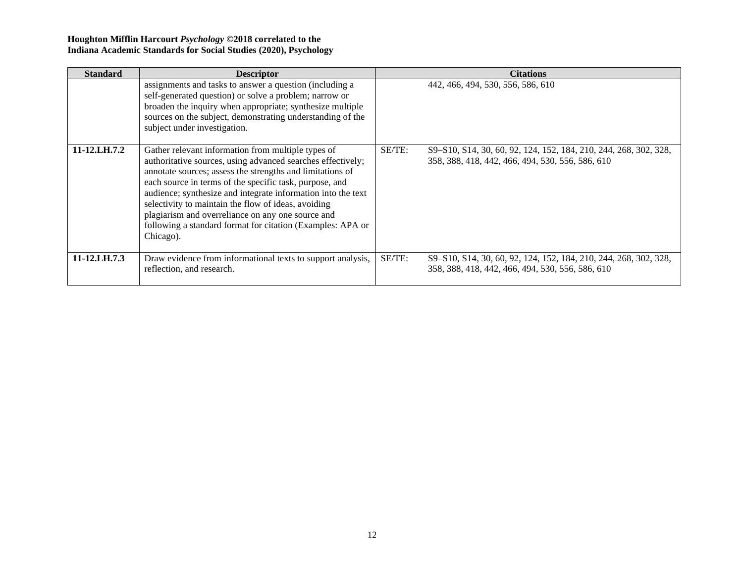**Houghton Mifflin Harcourt *Psychology* ©2018 correlated to the**
**Indiana Academic Standards for Social Studies (2020), Psychology**

| Standard | Descriptor | Citations | |
|---|---|---|---|
| | assignments and tasks to answer a question (including a self-generated question) or solve a problem; narrow or broaden the inquiry when appropriate; synthesize multiple sources on the subject, demonstrating understanding of the subject under investigation. | | 442, 466, 494, 530, 556, 586, 610 |
| **11-12.LH.7.2** | Gather relevant information from multiple types of authoritative sources, using advanced searches effectively; annotate sources; assess the strengths and limitations of each source in terms of the specific task, purpose, and audience; synthesize and integrate information into the text selectivity to maintain the flow of ideas, avoiding plagiarism and overreliance on any one source and following a standard format for citation (Examples: APA or Chicago). | SE/TE: | S9–S10, S14, 30, 60, 92, 124, 152, 184, 210, 244, 268, 302, 328, 358, 388, 418, 442, 466, 494, 530, 556, 586, 610 |
| **11-12.LH.7.3** | Draw evidence from informational texts to support analysis, reflection, and research. | SE/TE: | S9–S10, S14, 30, 60, 92, 124, 152, 184, 210, 244, 268, 302, 328, 358, 388, 418, 442, 466, 494, 530, 556, 586, 610 |